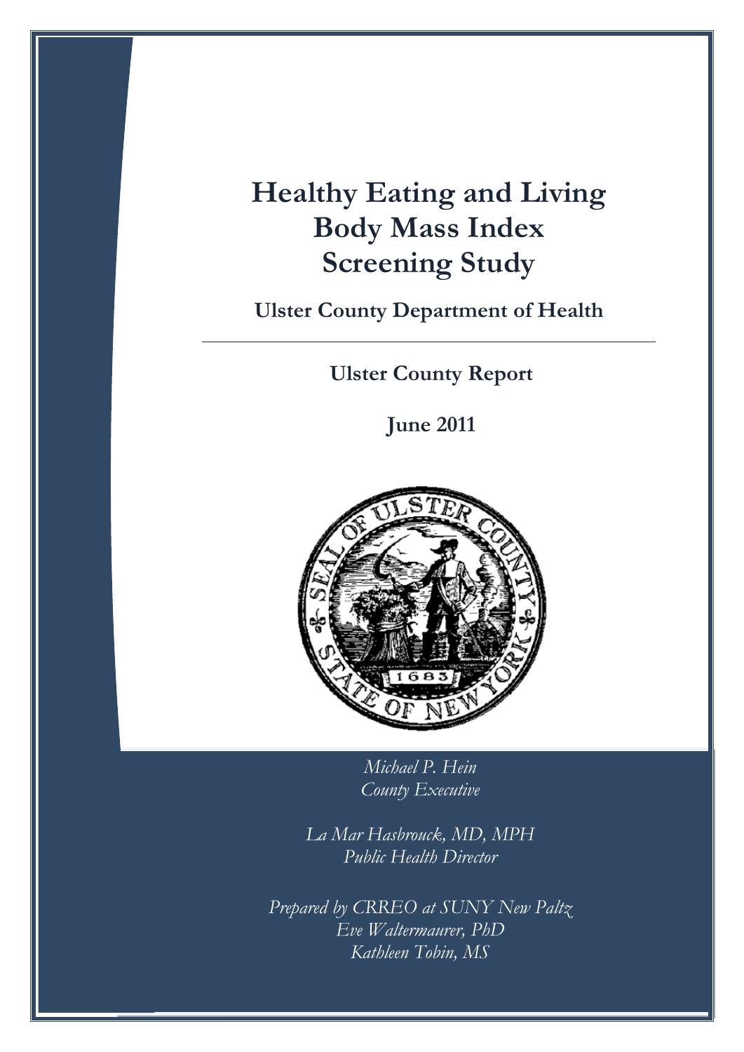# Healthy Eating and Living Body Mass Index Screening Study

**Ulster County Department of Health**

---

**Ulster County Report**

**June 2011**

*Michael P. Hein*
*County Executive*

*La Mar Hasbrouck, MD, MPH*
*Public Health Director*

*Prepared by CRREO at SUNY New Paltz*
*Eve Waltermaurer, PhD*
*Kathleen Tobin, MS*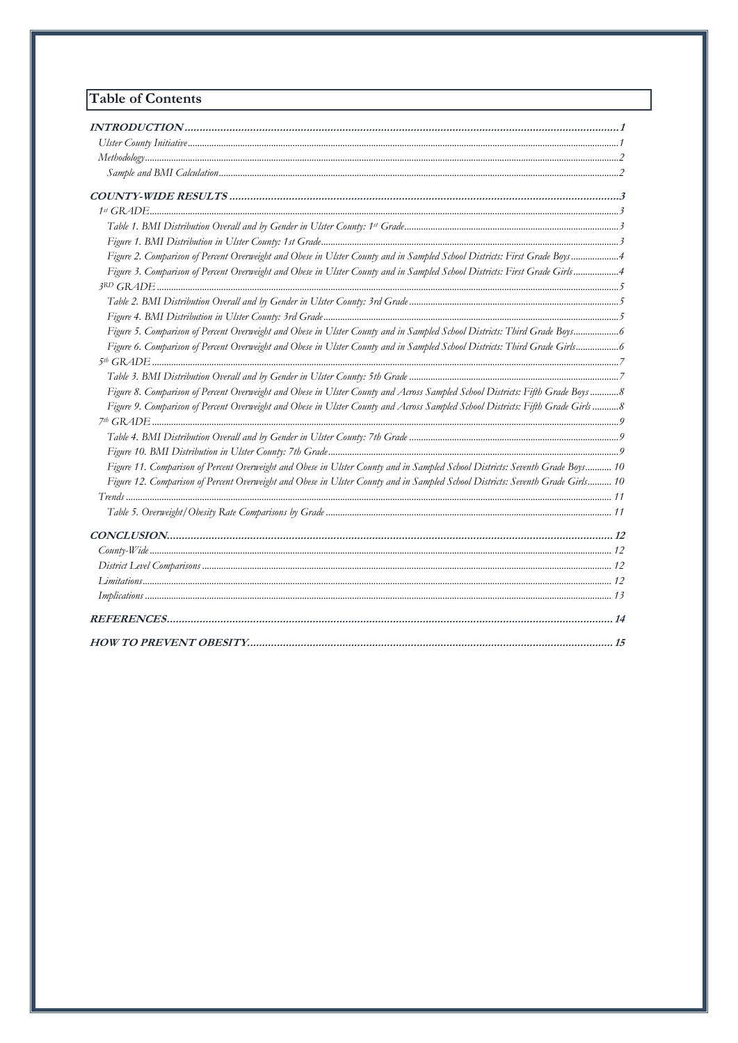# Table of Contents

**INTRODUCTION** ..... 1
- *Ulster County Initiative* ..... 1
- *Methodology* ..... 2
  - *Sample and BMI Calculation* ..... 2

**COUNTY-WIDE RESULTS** ..... 3
- *1st GRADE* ..... 3
  - *Table 1. BMI Distribution Overall and by Gender in Ulster County: 1st Grade* ..... 3
  - *Figure 1. BMI Distribution in Ulster County: 1st Grade* ..... 3
  - *Figure 2. Comparison of Percent Overweight and Obese in Ulster County and in Sampled School Districts: First Grade Boys* ..... 4
  - *Figure 3. Comparison of Percent Overweight and Obese in Ulster County and in Sampled School Districts: First Grade Girls* ..... 4
- *3RD GRADE* ..... 5
  - *Table 2. BMI Distribution Overall and by Gender in Ulster County: 3rd Grade* ..... 5
  - *Figure 4. BMI Distribution in Ulster County: 3rd Grade* ..... 5
  - *Figure 5. Comparison of Percent Overweight and Obese in Ulster County and in Sampled School Districts: Third Grade Boys* ..... 6
  - *Figure 6. Comparison of Percent Overweight and Obese in Ulster County and in Sampled School Districts: Third Grade Girls* ..... 6
- *5th GRADE* ..... 7
  - *Table 3. BMI Distribution Overall and by Gender in Ulster County: 5th Grade* ..... 7
  - *Figure 8. Comparison of Percent Overweight and Obese in Ulster County and Across Sampled School Districts: Fifth Grade Boys* ..... 8
  - *Figure 9. Comparison of Percent Overweight and Obese in Ulster County and Across Sampled School Districts: Fifth Grade Girls* ..... 8
- *7th GRADE* ..... 9
  - *Table 4. BMI Distribution Overall and by Gender in Ulster County: 7th Grade* ..... 9
  - *Figure 10. BMI Distribution in Ulster County: 7th Grade* ..... 9
  - *Figure 11. Comparison of Percent Overweight and Obese in Ulster County and in Sampled School Districts: Seventh Grade Boys* ..... 10
  - *Figure 12. Comparison of Percent Overweight and Obese in Ulster County and in Sampled School Districts: Seventh Grade Girls* ..... 10
- *Trends* ..... 11
  - *Table 5. Overweight/Obesity Rate Comparisons by Grade* ..... 11

**CONCLUSION** ..... 12
- *County-Wide* ..... 12
- *District Level Comparisons* ..... 12
- *Limitations* ..... 12
- *Implications* ..... 13

**REFERENCES** ..... 14

**HOW TO PREVENT OBESITY** ..... 15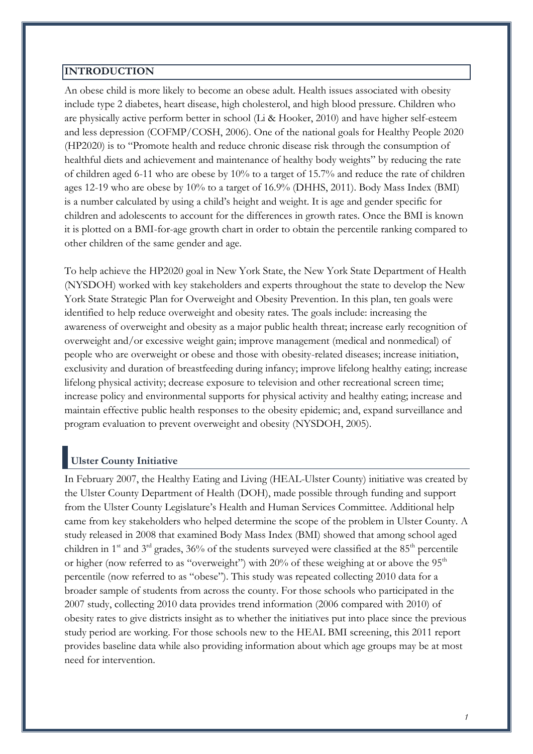## INTRODUCTION

An obese child is more likely to become an obese adult. Health issues associated with obesity include type 2 diabetes, heart disease, high cholesterol, and high blood pressure. Children who are physically active perform better in school (Li & Hooker, 2010) and have higher self-esteem and less depression (COFMP/COSH, 2006). One of the national goals for Healthy People 2020 (HP2020) is to "Promote health and reduce chronic disease risk through the consumption of healthful diets and achievement and maintenance of healthy body weights" by reducing the rate of children aged 6-11 who are obese by 10% to a target of 15.7% and reduce the rate of children ages 12-19 who are obese by 10% to a target of 16.9% (DHHS, 2011). Body Mass Index (BMI) is a number calculated by using a child's height and weight. It is age and gender specific for children and adolescents to account for the differences in growth rates. Once the BMI is known it is plotted on a BMI-for-age growth chart in order to obtain the percentile ranking compared to other children of the same gender and age.

To help achieve the HP2020 goal in New York State, the New York State Department of Health (NYSDOH) worked with key stakeholders and experts throughout the state to develop the New York State Strategic Plan for Overweight and Obesity Prevention. In this plan, ten goals were identified to help reduce overweight and obesity rates. The goals include: increasing the awareness of overweight and obesity as a major public health threat; increase early recognition of overweight and/or excessive weight gain; improve management (medical and nonmedical) of people who are overweight or obese and those with obesity-related diseases; increase initiation, exclusivity and duration of breastfeeding during infancy; improve lifelong healthy eating; increase lifelong physical activity; decrease exposure to television and other recreational screen time; increase policy and environmental supports for physical activity and healthy eating; increase and maintain effective public health responses to the obesity epidemic; and, expand surveillance and program evaluation to prevent overweight and obesity (NYSDOH, 2005).

### Ulster County Initiative

In February 2007, the Healthy Eating and Living (HEAL-Ulster County) initiative was created by the Ulster County Department of Health (DOH), made possible through funding and support from the Ulster County Legislature's Health and Human Services Committee. Additional help came from key stakeholders who helped determine the scope of the problem in Ulster County. A study released in 2008 that examined Body Mass Index (BMI) showed that among school aged children in 1st and 3rd grades, 36% of the students surveyed were classified at the 85th percentile or higher (now referred to as "overweight") with 20% of these weighing at or above the 95th percentile (now referred to as "obese"). This study was repeated collecting 2010 data for a broader sample of students from across the county. For those schools who participated in the 2007 study, collecting 2010 data provides trend information (2006 compared with 2010) of obesity rates to give districts insight as to whether the initiatives put into place since the previous study period are working. For those schools new to the HEAL BMI screening, this 2011 report provides baseline data while also providing information about which age groups may be at most need for intervention.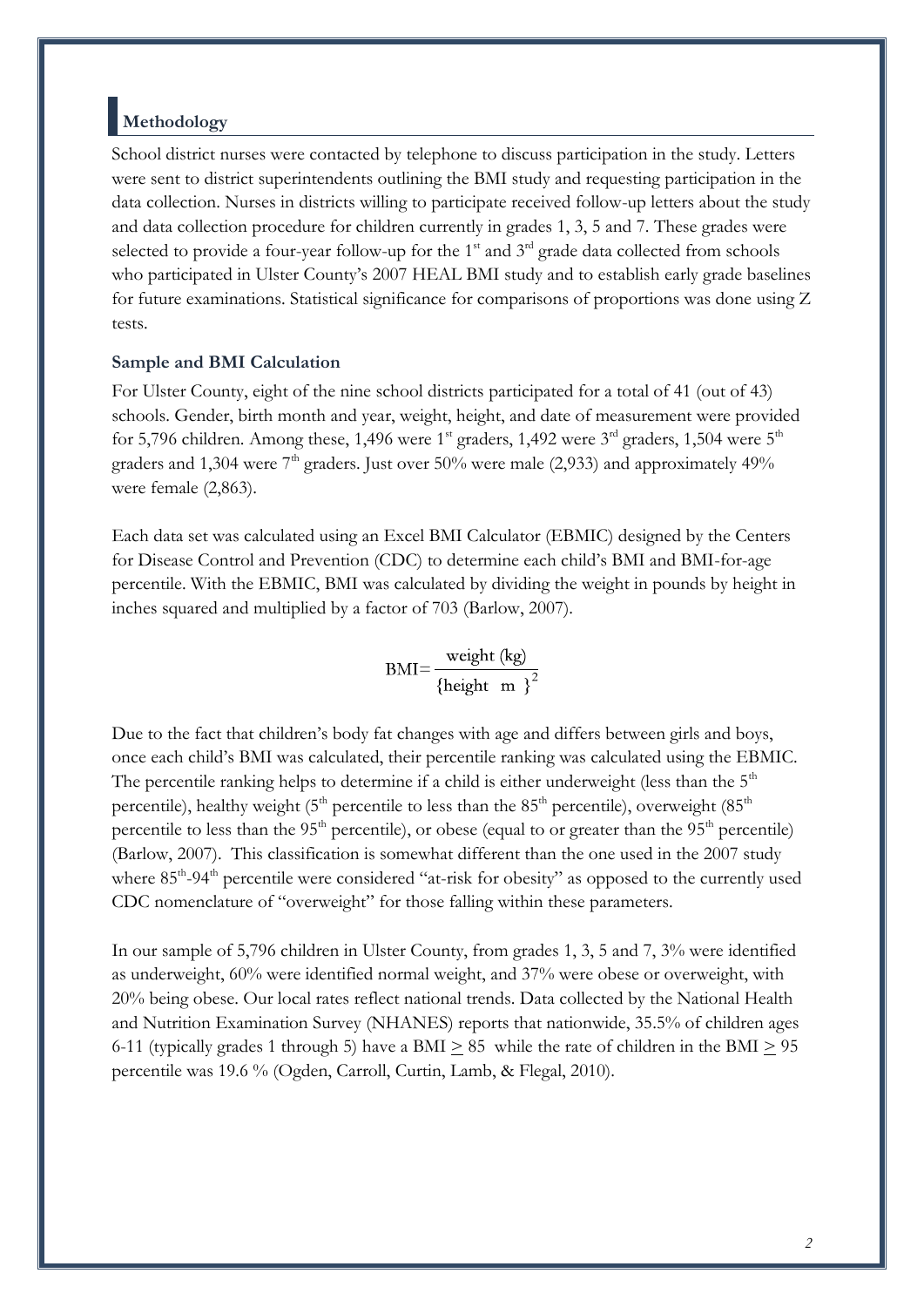## Methodology

School district nurses were contacted by telephone to discuss participation in the study. Letters were sent to district superintendents outlining the BMI study and requesting participation in the data collection. Nurses in districts willing to participate received follow-up letters about the study and data collection procedure for children currently in grades 1, 3, 5 and 7. These grades were selected to provide a four-year follow-up for the 1st and 3rd grade data collected from schools who participated in Ulster County's 2007 HEAL BMI study and to establish early grade baselines for future examinations. Statistical significance for comparisons of proportions was done using Z tests.

### Sample and BMI Calculation

For Ulster County, eight of the nine school districts participated for a total of 41 (out of 43) schools. Gender, birth month and year, weight, height, and date of measurement were provided for 5,796 children. Among these, 1,496 were 1st graders, 1,492 were 3rd graders, 1,504 were 5th graders and 1,304 were 7th graders. Just over 50% were male (2,933) and approximately 49% were female (2,863).

Each data set was calculated using an Excel BMI Calculator (EBMIC) designed by the Centers for Disease Control and Prevention (CDC) to determine each child's BMI and BMI-for-age percentile. With the EBMIC, BMI was calculated by dividing the weight in pounds by height in inches squared and multiplied by a factor of 703 (Barlow, 2007).

$$\text{BMI} = \frac{\text{weight (kg)}}{\{\text{height} \quad \text{m}\}^2}$$

Due to the fact that children's body fat changes with age and differs between girls and boys, once each child's BMI was calculated, their percentile ranking was calculated using the EBMIC. The percentile ranking helps to determine if a child is either underweight (less than the 5th percentile), healthy weight (5th percentile to less than the 85th percentile), overweight (85th percentile to less than the 95th percentile), or obese (equal to or greater than the 95th percentile) (Barlow, 2007). This classification is somewhat different than the one used in the 2007 study where 85th-94th percentile were considered "at-risk for obesity" as opposed to the currently used CDC nomenclature of "overweight" for those falling within these parameters.

In our sample of 5,796 children in Ulster County, from grades 1, 3, 5 and 7, 3% were identified as underweight, 60% were identified normal weight, and 37% were obese or overweight, with 20% being obese. Our local rates reflect national trends. Data collected by the National Health and Nutrition Examination Survey (NHANES) reports that nationwide, 35.5% of children ages 6-11 (typically grades 1 through 5) have a BMI $\geq$ 85 while the rate of children in the BMI $\geq$ 95 percentile was 19.6 % (Ogden, Carroll, Curtin, Lamb, & Flegal, 2010).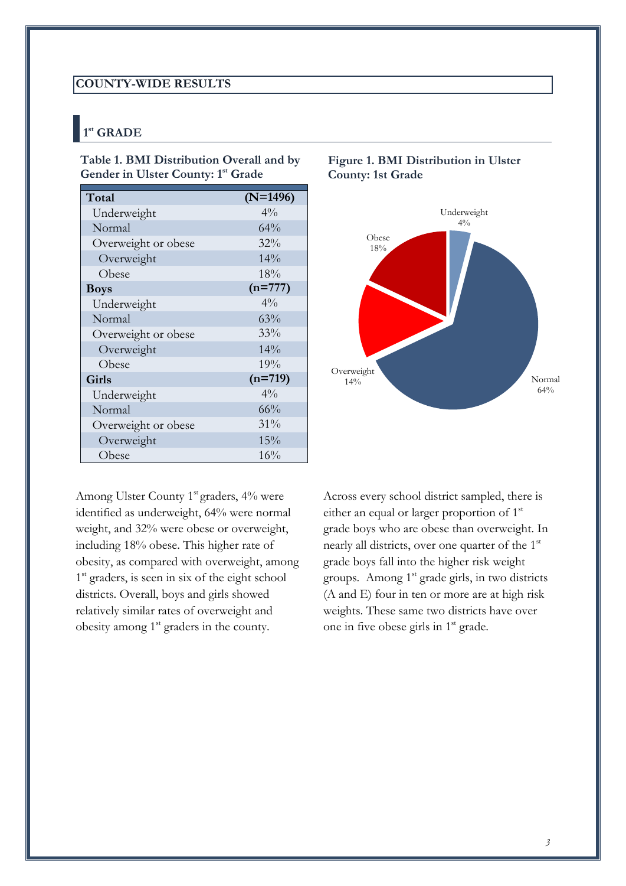## COUNTY-WIDE RESULTS

### 1st GRADE

**Table 1. BMI Distribution Overall and by Gender in Ulster County: 1st Grade**

| **Total** | **(N=1496)** |
|---|---|
| Underweight | 4% |
| Normal | 64% |
| Overweight or obese | 32% |
| Overweight | 14% |
| Obese | 18% |
| **Boys** | **(n=777)** |
| Underweight | 4% |
| Normal | 63% |
| Overweight or obese | 33% |
| Overweight | 14% |
| Obese | 19% |
| **Girls** | **(n=719)** |
| Underweight | 4% |
| Normal | 66% |
| Overweight or obese | 31% |
| Overweight | 15% |
| Obese | 16% |

**Figure 1. BMI Distribution in Ulster County: 1st Grade**

Underweight 4%; Normal 64%; Overweight 14%; Obese 18%

Among Ulster County 1st graders, 4% were identified as underweight, 64% were normal weight, and 32% were obese or overweight, including 18% obese. This higher rate of obesity, as compared with overweight, among 1st graders, is seen in six of the eight school districts. Overall, boys and girls showed relatively similar rates of overweight and obesity among 1st graders in the county.

Across every school district sampled, there is either an equal or larger proportion of 1st grade boys who are obese than overweight. In nearly all districts, over one quarter of the 1st grade boys fall into the higher risk weight groups. Among 1st grade girls, in two districts (A and E) four in ten or more are at high risk weights. These same two districts have over one in five obese girls in 1st grade.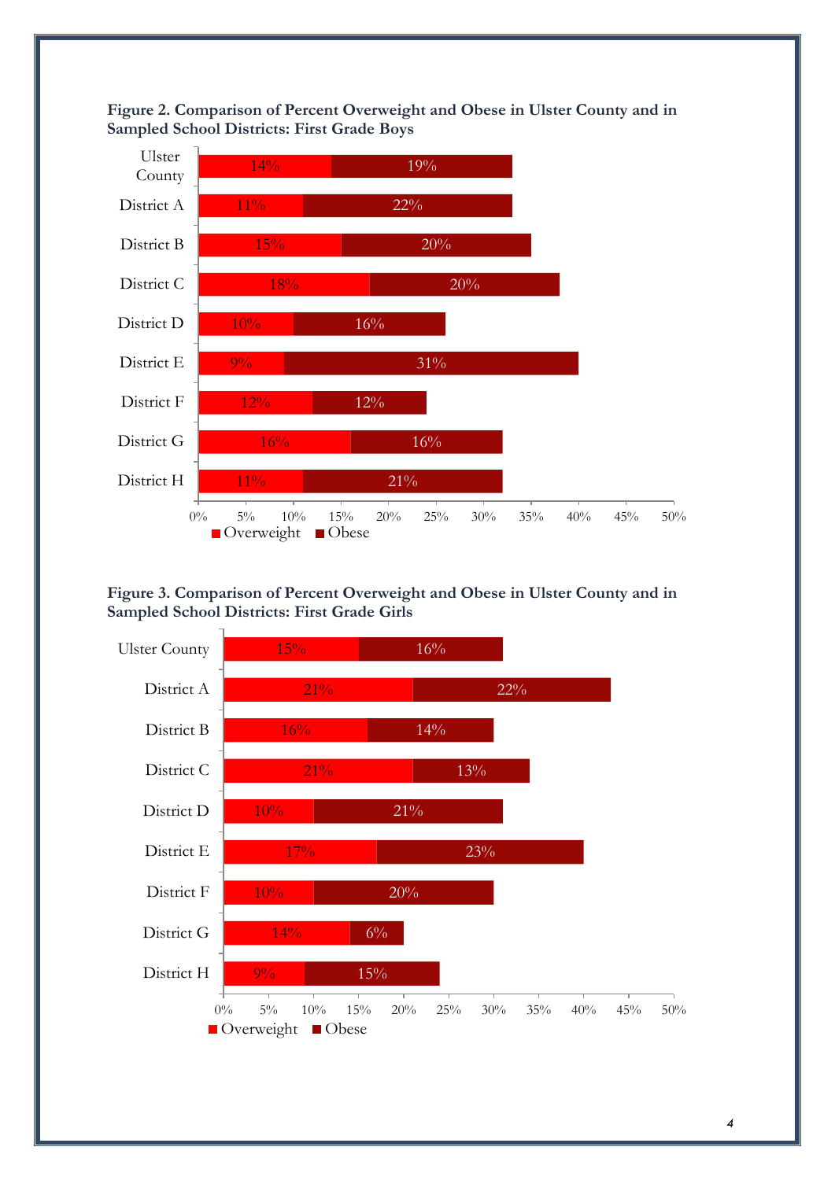**Figure 2. Comparison of Percent Overweight and Obese in Ulster County and in Sampled School Districts: First Grade Boys**

| | Overweight | Obese |
|---|---|---|
| Ulster County | 14% | 19% |
| District A | 11% | 22% |
| District B | 15% | 20% |
| District C | 18% | 20% |
| District D | 10% | 16% |
| District E | 9% | 31% |
| District F | 12% | 12% |
| District G | 16% | 16% |
| District H | 11% | 21% |

**Figure 3. Comparison of Percent Overweight and Obese in Ulster County and in Sampled School Districts: First Grade Girls**

| | Overweight | Obese |
|---|---|---|
| Ulster County | 15% | 16% |
| District A | 21% | 22% |
| District B | 16% | 14% |
| District C | 21% | 13% |
| District D | 10% | 21% |
| District E | 17% | 23% |
| District F | 10% | 20% |
| District G | 14% | 6% |
| District H | 9% | 15% |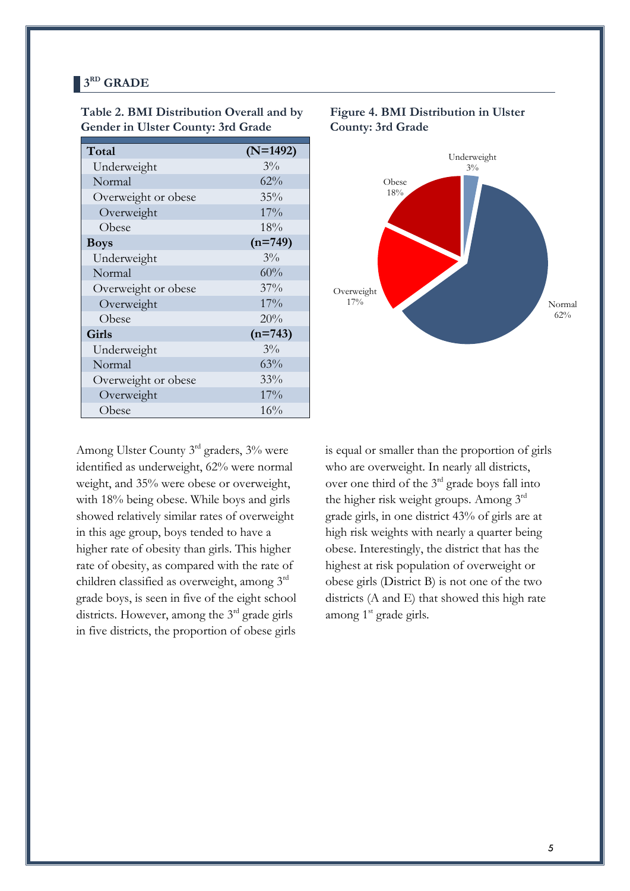## 3RD GRADE

**Table 2. BMI Distribution Overall and by Gender in Ulster County: 3rd Grade**

| | |
|---|---|
| **Total** | **(N=1492)** |
| Underweight | 3% |
| Normal | 62% |
| Overweight or obese | 35% |
| Overweight | 17% |
| Obese | 18% |
| **Boys** | **(n=749)** |
| Underweight | 3% |
| Normal | 60% |
| Overweight or obese | 37% |
| Overweight | 17% |
| Obese | 20% |
| **Girls** | **(n=743)** |
| Underweight | 3% |
| Normal | 63% |
| Overweight or obese | 33% |
| Overweight | 17% |
| Obese | 16% |

**Figure 4. BMI Distribution in Ulster County: 3rd Grade**

Underweight 3%
Obese 18%
Overweight 17%
Normal 62%

Among Ulster County 3rd graders, 3% were identified as underweight, 62% were normal weight, and 35% were obese or overweight, with 18% being obese. While boys and girls showed relatively similar rates of overweight in this age group, boys tended to have a higher rate of obesity than girls. This higher rate of obesity, as compared with the rate of children classified as overweight, among 3rd grade boys, is seen in five of the eight school districts. However, among the 3rd grade girls in five districts, the proportion of obese girls is equal or smaller than the proportion of girls who are overweight. In nearly all districts, over one third of the 3rd grade boys fall into the higher risk weight groups. Among 3rd grade girls, in one district 43% of girls are at high risk weights with nearly a quarter being obese. Interestingly, the district that has the highest at risk population of overweight or obese girls (District B) is not one of the two districts (A and E) that showed this high rate among 1st grade girls.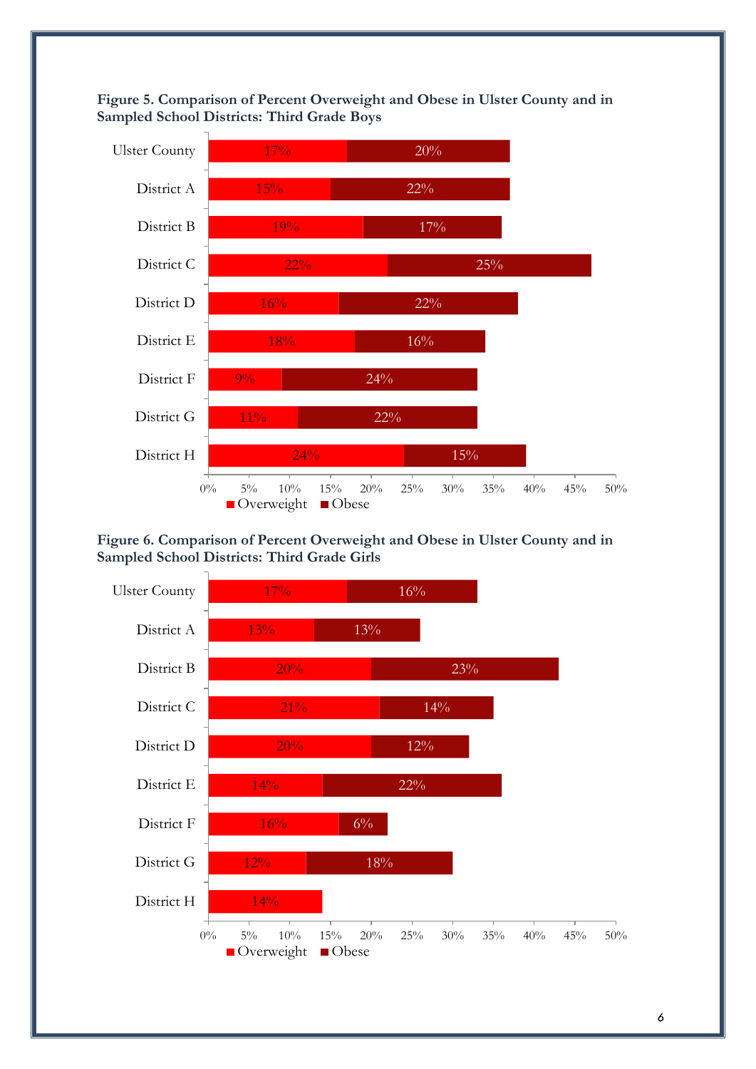**Figure 5. Comparison of Percent Overweight and Obese in Ulster County and in Sampled School Districts: Third Grade Boys**

| | Overweight | Obese |
|---|---|---|
| Ulster County | 17% | 20% |
| District A | 15% | 22% |
| District B | 19% | 17% |
| District C | 22% | 25% |
| District D | 16% | 22% |
| District E | 18% | 16% |
| District F | 9% | 24% |
| District G | 11% | 22% |
| District H | 24% | 15% |

**Figure 6. Comparison of Percent Overweight and Obese in Ulster County and in Sampled School Districts: Third Grade Girls**

| | Overweight | Obese |
|---|---|---|
| Ulster County | 17% | 16% |
| District A | 13% | 13% |
| District B | 20% | 23% |
| District C | 21% | 14% |
| District D | 20% | 12% |
| District E | 14% | 22% |
| District F | 16% | 6% |
| District G | 12% | 18% |
| District H | 14% | |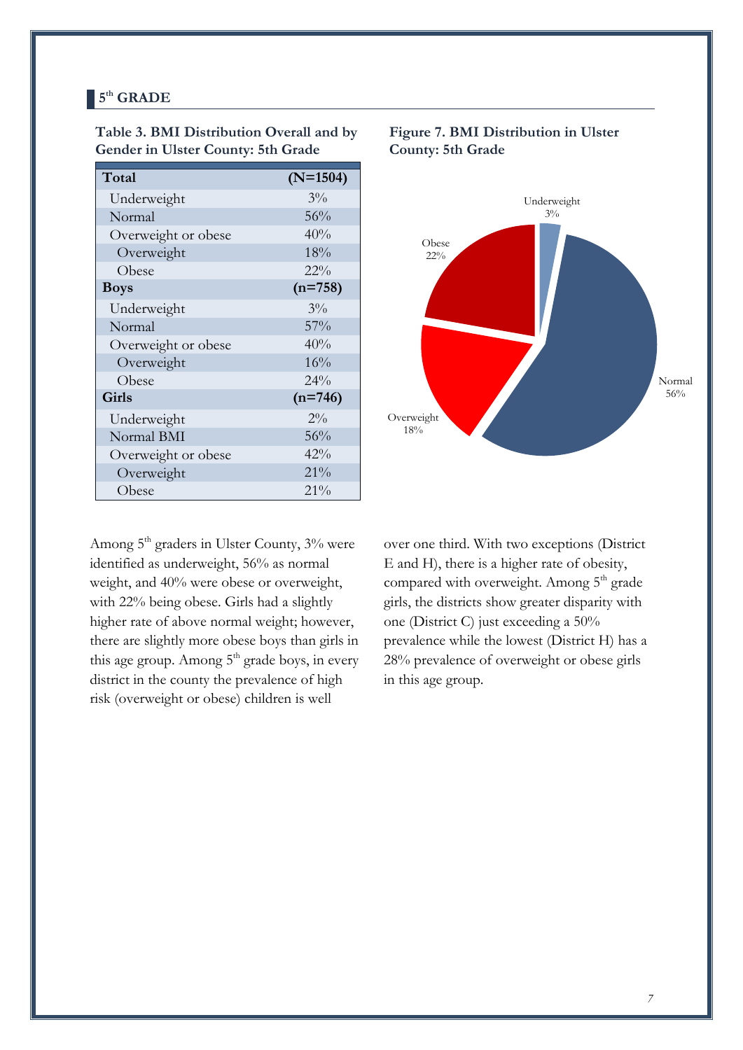## 5th GRADE

**Table 3. BMI Distribution Overall and by Gender in Ulster County: 5th Grade**

| **Total** | **(N=1504)** |
|---|---|
| Underweight | 3% |
| Normal | 56% |
| Overweight or obese | 40% |
| Overweight | 18% |
| Obese | 22% |
| **Boys** | **(n=758)** |
| Underweight | 3% |
| Normal | 57% |
| Overweight or obese | 40% |
| Overweight | 16% |
| Obese | 24% |
| **Girls** | **(n=746)** |
| Underweight | 2% |
| Normal BMI | 56% |
| Overweight or obese | 42% |
| Overweight | 21% |
| Obese | 21% |

**Figure 7. BMI Distribution in Ulster County: 5th Grade**

Underweight 3%

Normal 56%

Overweight 18%

Obese 22%

Among 5th graders in Ulster County, 3% were identified as underweight, 56% as normal weight, and 40% were obese or overweight, with 22% being obese. Girls had a slightly higher rate of above normal weight; however, there are slightly more obese boys than girls in this age group. Among 5th grade boys, in every district in the county the prevalence of high risk (overweight or obese) children is well over one third. With two exceptions (District E and H), there is a higher rate of obesity, compared with overweight. Among 5th grade girls, the districts show greater disparity with one (District C) just exceeding a 50% prevalence while the lowest (District H) has a 28% prevalence of overweight or obese girls in this age group.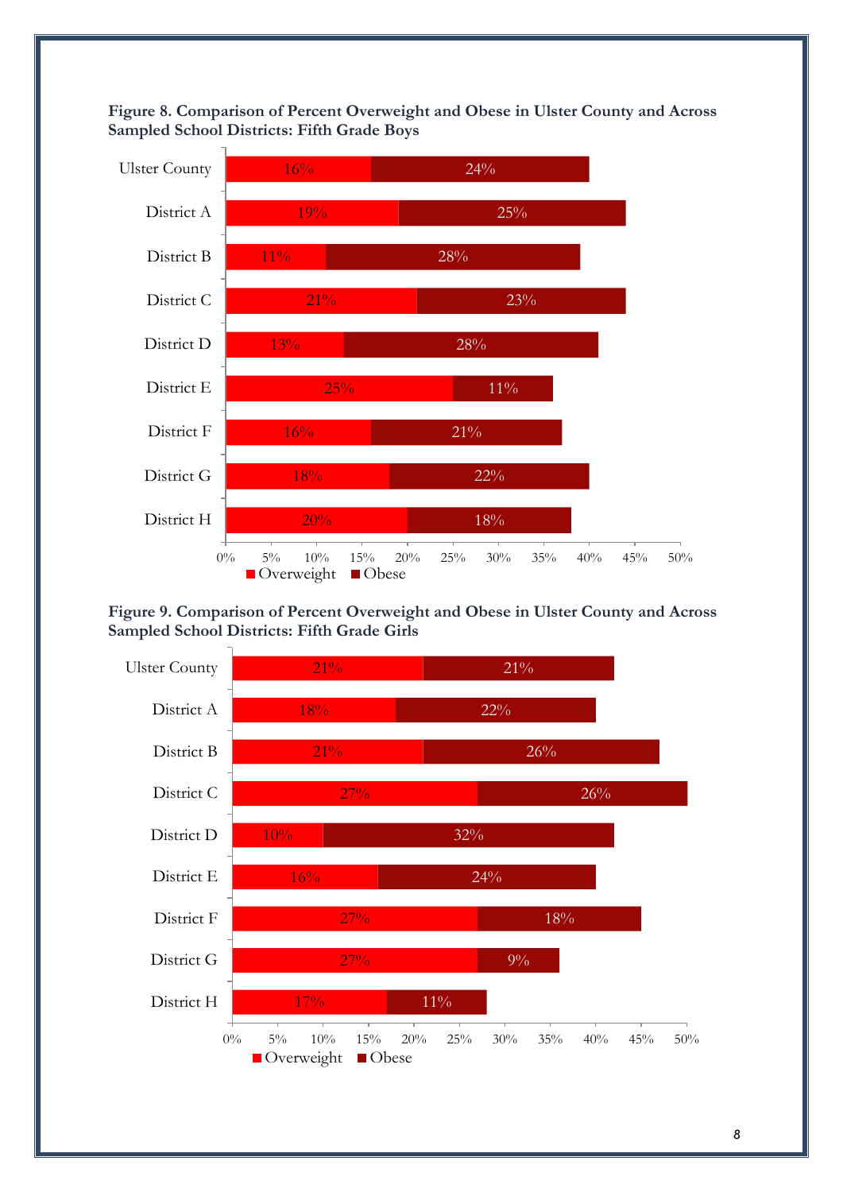**Figure 8. Comparison of Percent Overweight and Obese in Ulster County and Across Sampled School Districts: Fifth Grade Boys**

| | Overweight | Obese |
|---|---|---|
| Ulster County | 16% | 24% |
| District A | 19% | 25% |
| District B | 11% | 28% |
| District C | 21% | 23% |
| District D | 13% | 28% |
| District E | 25% | 11% |
| District F | 16% | 21% |
| District G | 18% | 22% |
| District H | 20% | 18% |

**Figure 9. Comparison of Percent Overweight and Obese in Ulster County and Across Sampled School Districts: Fifth Grade Girls**

| | Overweight | Obese |
|---|---|---|
| Ulster County | 21% | 21% |
| District A | 18% | 22% |
| District B | 21% | 26% |
| District C | 27% | 26% |
| District D | 10% | 32% |
| District E | 16% | 24% |
| District F | 27% | 18% |
| District G | 27% | 9% |
| District H | 17% | 11% |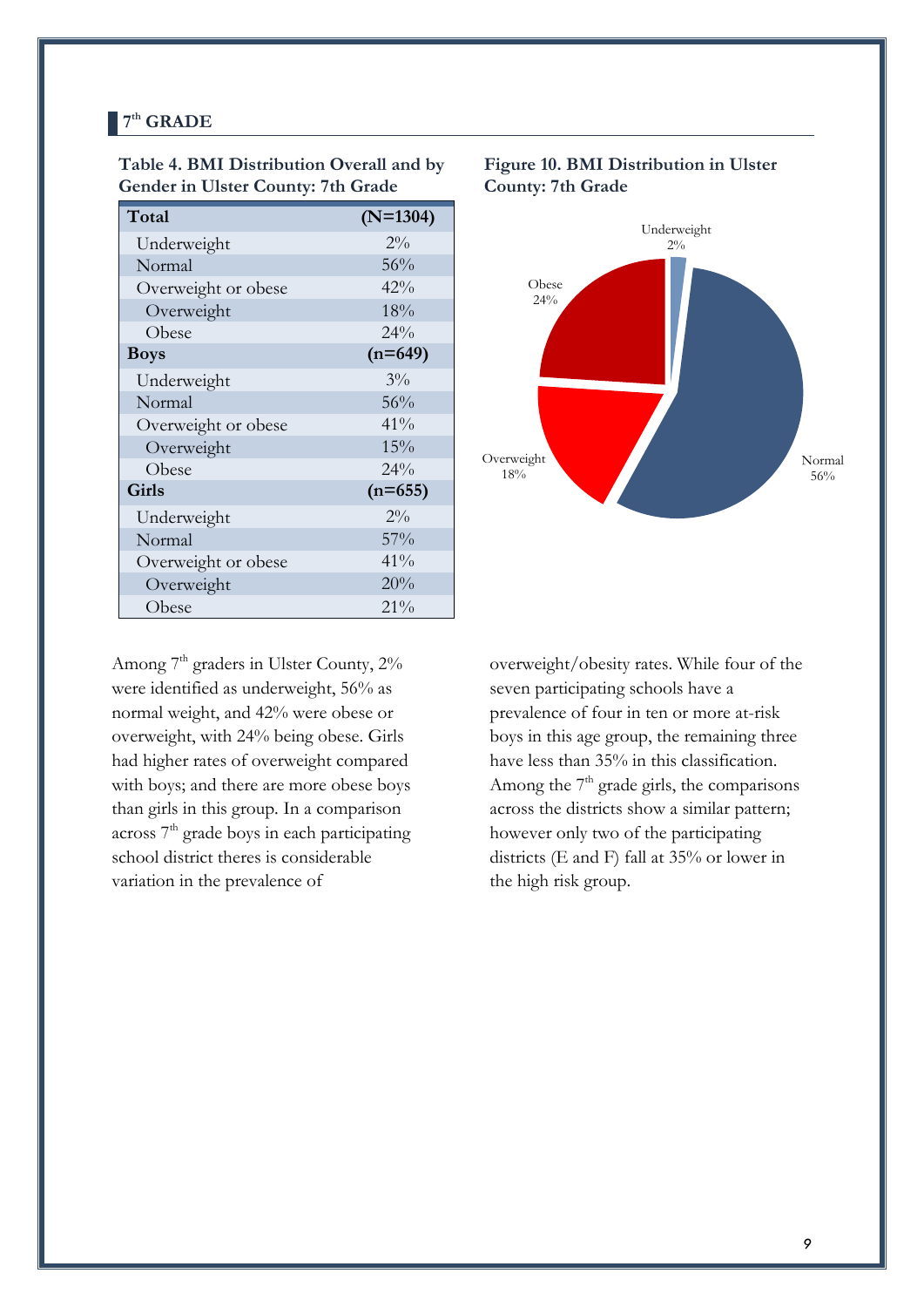## 7th GRADE

**Table 4. BMI Distribution Overall and by Gender in Ulster County: 7th Grade**

| **Total** | **(N=1304)** |
|---|---|
| Underweight | 2% |
| Normal | 56% |
| Overweight or obese | 42% |
| Overweight | 18% |
| Obese | 24% |
| **Boys** | **(n=649)** |
| Underweight | 3% |
| Normal | 56% |
| Overweight or obese | 41% |
| Overweight | 15% |
| Obese | 24% |
| **Girls** | **(n=655)** |
| Underweight | 2% |
| Normal | 57% |
| Overweight or obese | 41% |
| Overweight | 20% |
| Obese | 21% |

**Figure 10. BMI Distribution in Ulster County: 7th Grade**

Underweight 2%; Normal 56%; Overweight 18%; Obese 24%

Among 7th graders in Ulster County, 2% were identified as underweight, 56% as normal weight, and 42% were obese or overweight, with 24% being obese. Girls had higher rates of overweight compared with boys; and there are more obese boys than girls in this group. In a comparison across 7th grade boys in each participating school district theres is considerable variation in the prevalence of overweight/obesity rates. While four of the seven participating schools have a prevalence of four in ten or more at-risk boys in this age group, the remaining three have less than 35% in this classification. Among the 7th grade girls, the comparisons across the districts show a similar pattern; however only two of the participating districts (E and F) fall at 35% or lower in the high risk group.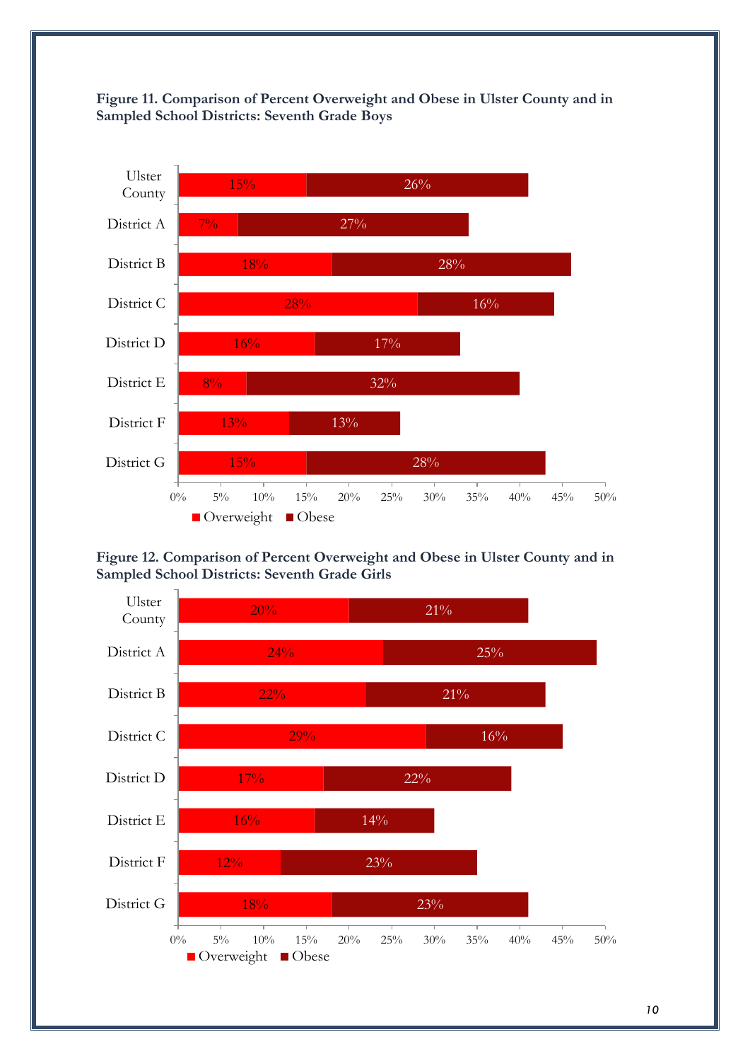**Figure 11. Comparison of Percent Overweight and Obese in Ulster County and in Sampled School Districts: Seventh Grade Boys**

| | Overweight | Obese |
|---|---|---|
| Ulster County | 15% | 26% |
| District A | 7% | 27% |
| District B | 18% | 28% |
| District C | 28% | 16% |
| District D | 16% | 17% |
| District E | 8% | 32% |
| District F | 13% | 13% |
| District G | 15% | 28% |

**Figure 12. Comparison of Percent Overweight and Obese in Ulster County and in Sampled School Districts: Seventh Grade Girls**

| | Overweight | Obese |
|---|---|---|
| Ulster County | 20% | 21% |
| District A | 24% | 25% |
| District B | 22% | 21% |
| District C | 29% | 16% |
| District D | 17% | 22% |
| District E | 16% | 14% |
| District F | 12% | 23% |
| District G | 18% | 23% |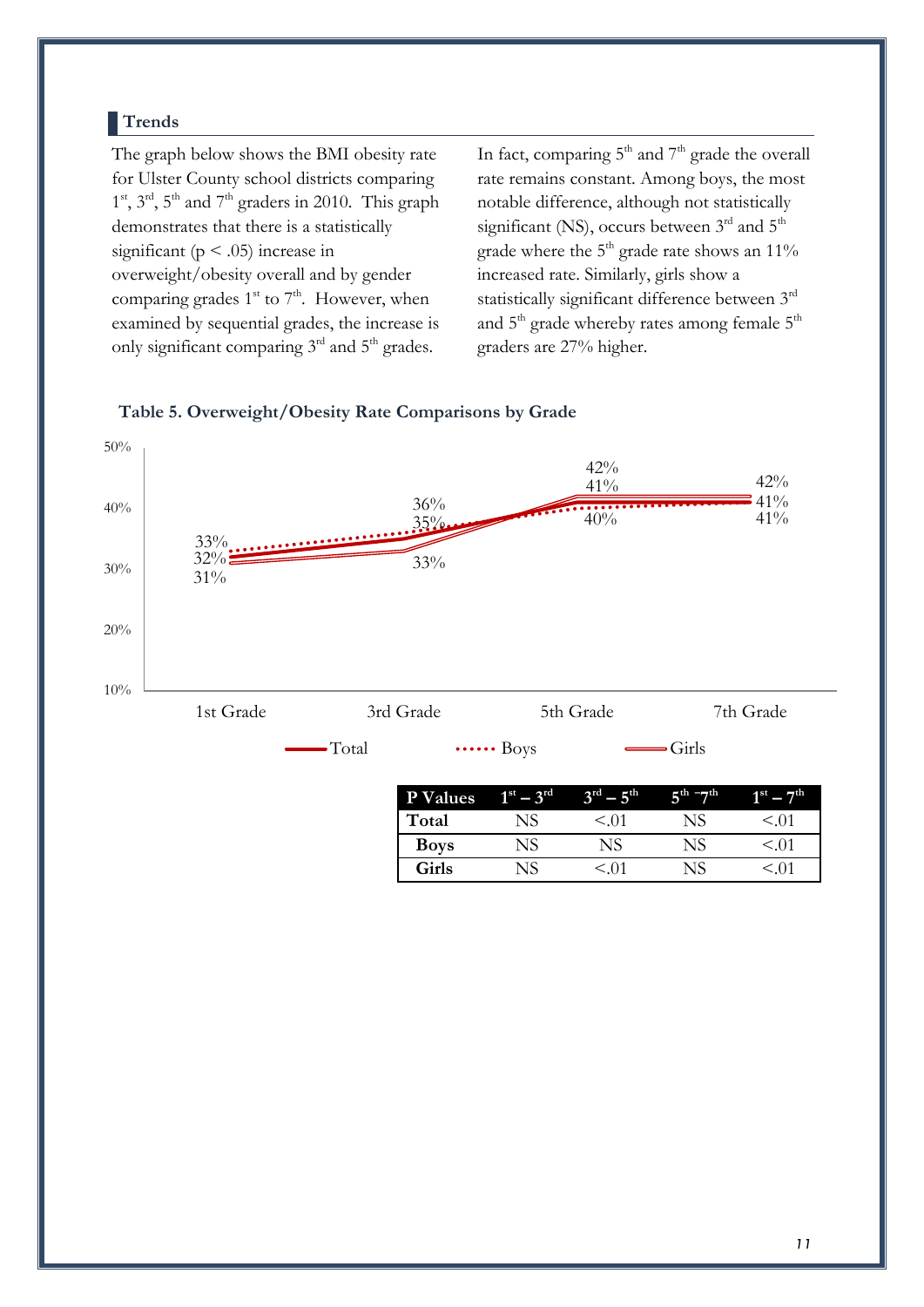## Trends

The graph below shows the BMI obesity rate for Ulster County school districts comparing 1st, 3rd, 5th and 7th graders in 2010. This graph demonstrates that there is a statistically significant ($p < .05$) increase in overweight/obesity overall and by gender comparing grades 1st to 7th. However, when examined by sequential grades, the increase is only significant comparing 3rd and 5th grades.

In fact, comparing 5th and 7th grade the overall rate remains constant. Among boys, the most notable difference, although not statistically significant (NS), occurs between 3rd and 5th grade where the 5th grade rate shows an 11% increased rate. Similarly, girls show a statistically significant difference between 3rd and 5th grade whereby rates among female 5th graders are 27% higher.

**Table 5. Overweight/Obesity Rate Comparisons by Grade**

| | 1st Grade | 3rd Grade | 5th Grade | 7th Grade |
|---|---|---|---|---|
| Total | 32% | 35% | 41% | 41% |
| Boys | 33% | 36% | 40% | 41% |
| Girls | 31% | 33% | 42% | 42% |

| P Values | 1st – 3rd | 3rd – 5th | 5th – 7th | 1st – 7th |
|---|---|---|---|---|
| **Total** | NS | <.01 | NS | <.01 |
| **Boys** | NS | NS | NS | <.01 |
| **Girls** | NS | <.01 | NS | <.01 |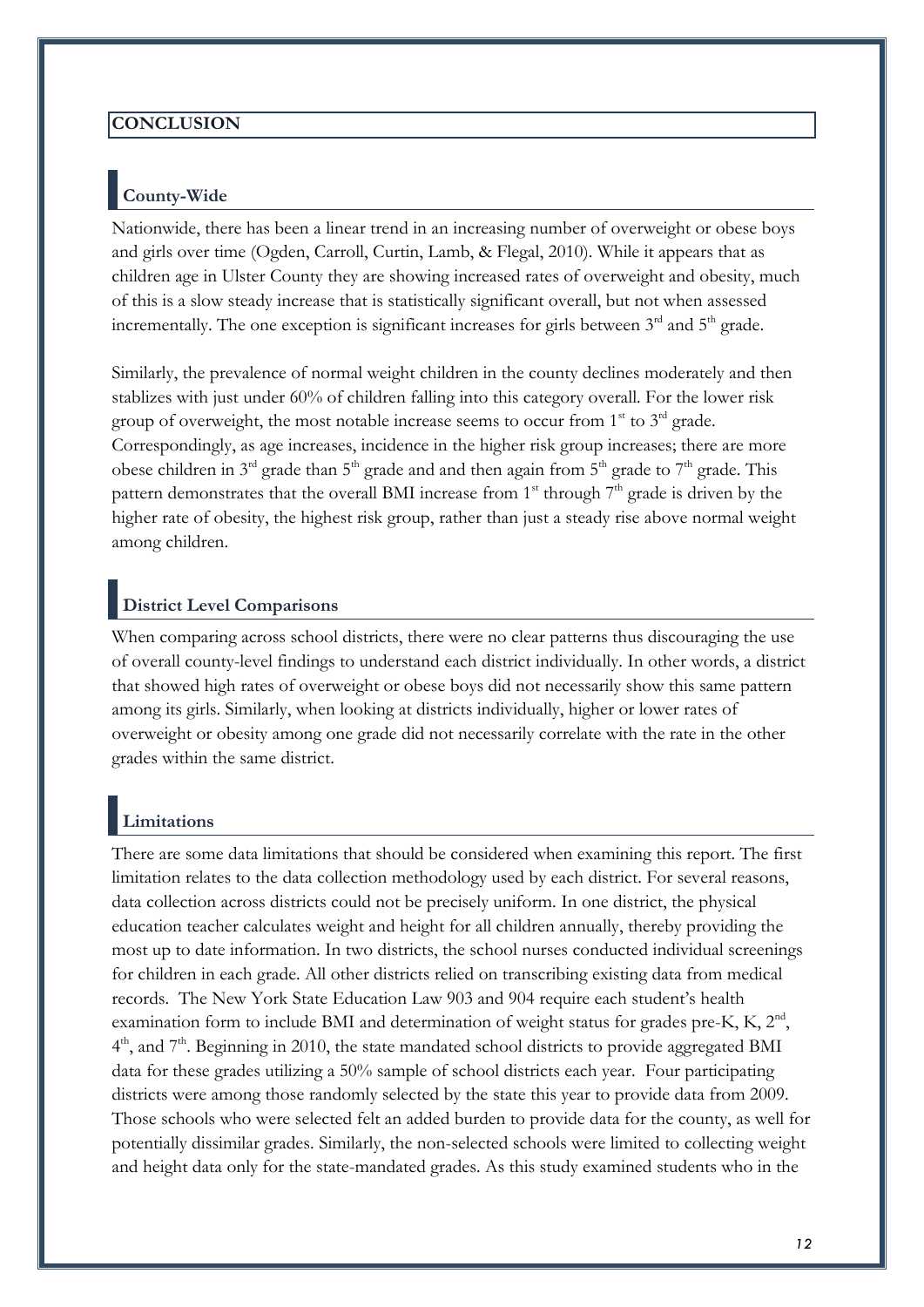## CONCLUSION

### County-Wide

Nationwide, there has been a linear trend in an increasing number of overweight or obese boys and girls over time (Ogden, Carroll, Curtin, Lamb, & Flegal, 2010). While it appears that as children age in Ulster County they are showing increased rates of overweight and obesity, much of this is a slow steady increase that is statistically significant overall, but not when assessed incrementally. The one exception is significant increases for girls between 3rd and 5th grade.

Similarly, the prevalence of normal weight children in the county declines moderately and then stablizes with just under 60% of children falling into this category overall. For the lower risk group of overweight, the most notable increase seems to occur from 1st to 3rd grade. Correspondingly, as age increases, incidence in the higher risk group increases; there are more obese children in 3rd grade than 5th grade and and then again from 5th grade to 7th grade. This pattern demonstrates that the overall BMI increase from 1st through 7th grade is driven by the higher rate of obesity, the highest risk group, rather than just a steady rise above normal weight among children.

### District Level Comparisons

When comparing across school districts, there were no clear patterns thus discouraging the use of overall county-level findings to understand each district individually. In other words, a district that showed high rates of overweight or obese boys did not necessarily show this same pattern among its girls. Similarly, when looking at districts individually, higher or lower rates of overweight or obesity among one grade did not necessarily correlate with the rate in the other grades within the same district.

### Limitations

There are some data limitations that should be considered when examining this report. The first limitation relates to the data collection methodology used by each district. For several reasons, data collection across districts could not be precisely uniform. In one district, the physical education teacher calculates weight and height for all children annually, thereby providing the most up to date information. In two districts, the school nurses conducted individual screenings for children in each grade. All other districts relied on transcribing existing data from medical records. The New York State Education Law 903 and 904 require each student's health examination form to include BMI and determination of weight status for grades pre-K, K, 2nd, 4th, and 7th. Beginning in 2010, the state mandated school districts to provide aggregated BMI data for these grades utilizing a 50% sample of school districts each year. Four participating districts were among those randomly selected by the state this year to provide data from 2009. Those schools who were selected felt an added burden to provide data for the county, as well for potentially dissimilar grades. Similarly, the non-selected schools were limited to collecting weight and height data only for the state-mandated grades. As this study examined students who in the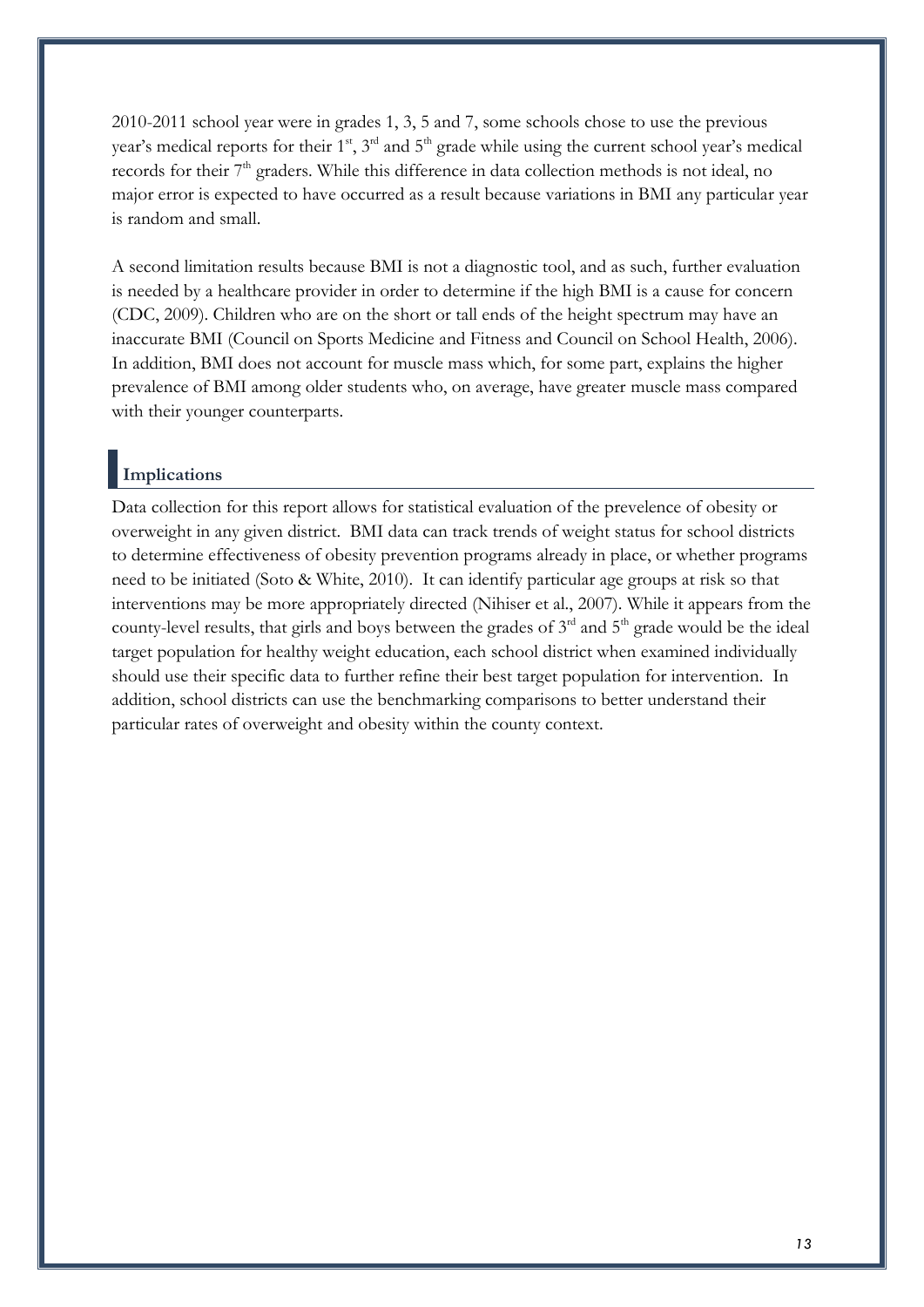2010-2011 school year were in grades 1, 3, 5 and 7, some schools chose to use the previous year's medical reports for their 1st, 3rd and 5th grade while using the current school year's medical records for their 7th graders. While this difference in data collection methods is not ideal, no major error is expected to have occurred as a result because variations in BMI any particular year is random and small.

A second limitation results because BMI is not a diagnostic tool, and as such, further evaluation is needed by a healthcare provider in order to determine if the high BMI is a cause for concern (CDC, 2009). Children who are on the short or tall ends of the height spectrum may have an inaccurate BMI (Council on Sports Medicine and Fitness and Council on School Health, 2006). In addition, BMI does not account for muscle mass which, for some part, explains the higher prevalence of BMI among older students who, on average, have greater muscle mass compared with their younger counterparts.

## Implications

Data collection for this report allows for statistical evaluation of the prevelence of obesity or overweight in any given district. BMI data can track trends of weight status for school districts to determine effectiveness of obesity prevention programs already in place, or whether programs need to be initiated (Soto & White, 2010). It can identify particular age groups at risk so that interventions may be more appropriately directed (Nihiser et al., 2007). While it appears from the county-level results, that girls and boys between the grades of 3rd and 5th grade would be the ideal target population for healthy weight education, each school district when examined individually should use their specific data to further refine their best target population for intervention. In addition, school districts can use the benchmarking comparisons to better understand their particular rates of overweight and obesity within the county context.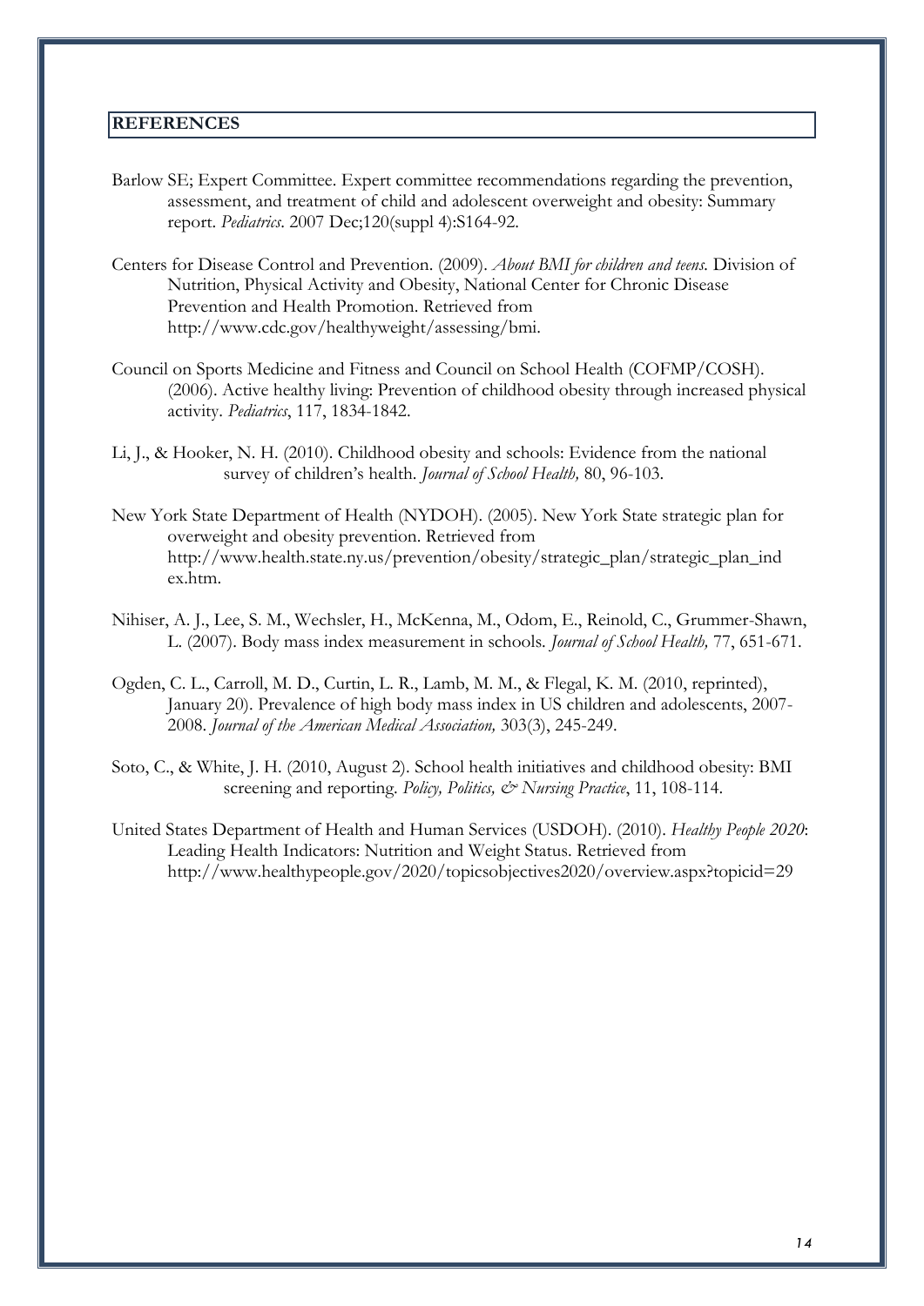## REFERENCES

Barlow SE; Expert Committee. Expert committee recommendations regarding the prevention, assessment, and treatment of child and adolescent overweight and obesity: Summary report. *Pediatrics*. 2007 Dec;120(suppl 4):S164-92.

Centers for Disease Control and Prevention. (2009). *About BMI for children and teens.* Division of Nutrition, Physical Activity and Obesity, National Center for Chronic Disease Prevention and Health Promotion. Retrieved from http://www.cdc.gov/healthyweight/assessing/bmi.

Council on Sports Medicine and Fitness and Council on School Health (COFMP/COSH). (2006). Active healthy living: Prevention of childhood obesity through increased physical activity. *Pediatrics*, 117, 1834-1842.

Li, J., & Hooker, N. H. (2010). Childhood obesity and schools: Evidence from the national survey of children's health. *Journal of School Health,* 80, 96-103.

New York State Department of Health (NYDOH). (2005). New York State strategic plan for overweight and obesity prevention. Retrieved from http://www.health.state.ny.us/prevention/obesity/strategic_plan/strategic_plan_index.htm.

Nihiser, A. J., Lee, S. M., Wechsler, H., McKenna, M., Odom, E., Reinold, C., Grummer-Shawn, L. (2007). Body mass index measurement in schools. *Journal of School Health,* 77, 651-671.

Ogden, C. L., Carroll, M. D., Curtin, L. R., Lamb, M. M., & Flegal, K. M. (2010, reprinted), January 20). Prevalence of high body mass index in US children and adolescents, 2007-2008. *Journal of the American Medical Association,* 303(3), 245-249.

Soto, C., & White, J. H. (2010, August 2). School health initiatives and childhood obesity: BMI screening and reporting. *Policy, Politics, & Nursing Practice*, 11, 108-114.

United States Department of Health and Human Services (USDOH). (2010). *Healthy People 2020*: Leading Health Indicators: Nutrition and Weight Status. Retrieved from http://www.healthypeople.gov/2020/topicsobjectives2020/overview.aspx?topicid=29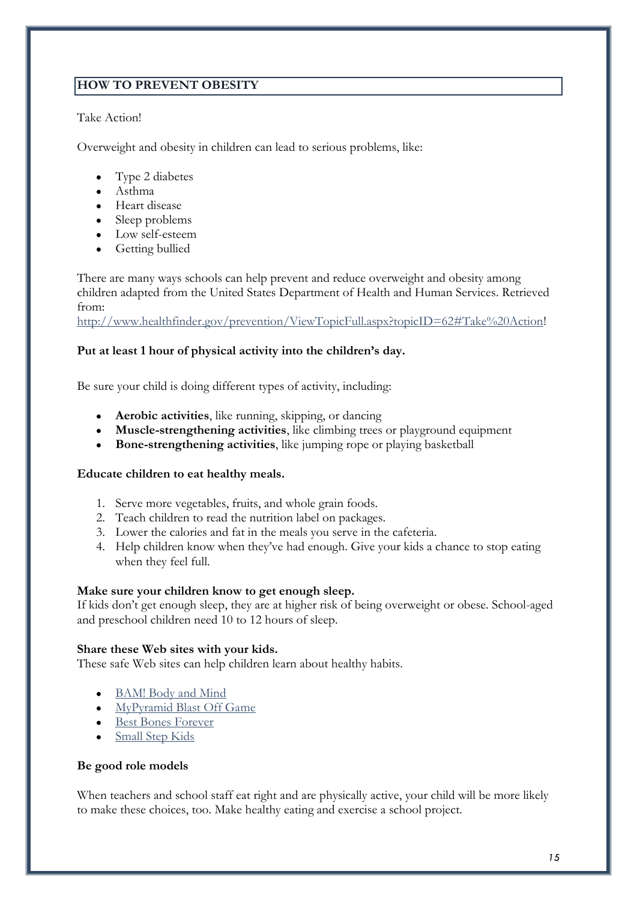## HOW TO PREVENT OBESITY

Take Action!

Overweight and obesity in children can lead to serious problems, like:

- Type 2 diabetes
- Asthma
- Heart disease
- Sleep problems
- Low self-esteem
- Getting bullied

There are many ways schools can help prevent and reduce overweight and obesity among children adapted from the United States Department of Health and Human Services. Retrieved from:
http://www.healthfinder.gov/prevention/ViewTopicFull.aspx?topicID=62#Take%20Action!

**Put at least 1 hour of physical activity into the children's day.**

Be sure your child is doing different types of activity, including:

- **Aerobic activities**, like running, skipping, or dancing
- **Muscle-strengthening activities**, like climbing trees or playground equipment
- **Bone-strengthening activities**, like jumping rope or playing basketball

**Educate children to eat healthy meals.**

1. Serve more vegetables, fruits, and whole grain foods.
2. Teach children to read the nutrition label on packages.
3. Lower the calories and fat in the meals you serve in the cafeteria.
4. Help children know when they've had enough. Give your kids a chance to stop eating when they feel full.

**Make sure your children know to get enough sleep.**
If kids don't get enough sleep, they are at higher risk of being overweight or obese. School-aged and preschool children need 10 to 12 hours of sleep.

**Share these Web sites with your kids.**
These safe Web sites can help children learn about healthy habits.

- BAM! Body and Mind
- MyPyramid Blast Off Game
- Best Bones Forever
- Small Step Kids

**Be good role models**

When teachers and school staff eat right and are physically active, your child will be more likely to make these choices, too. Make healthy eating and exercise a school project.